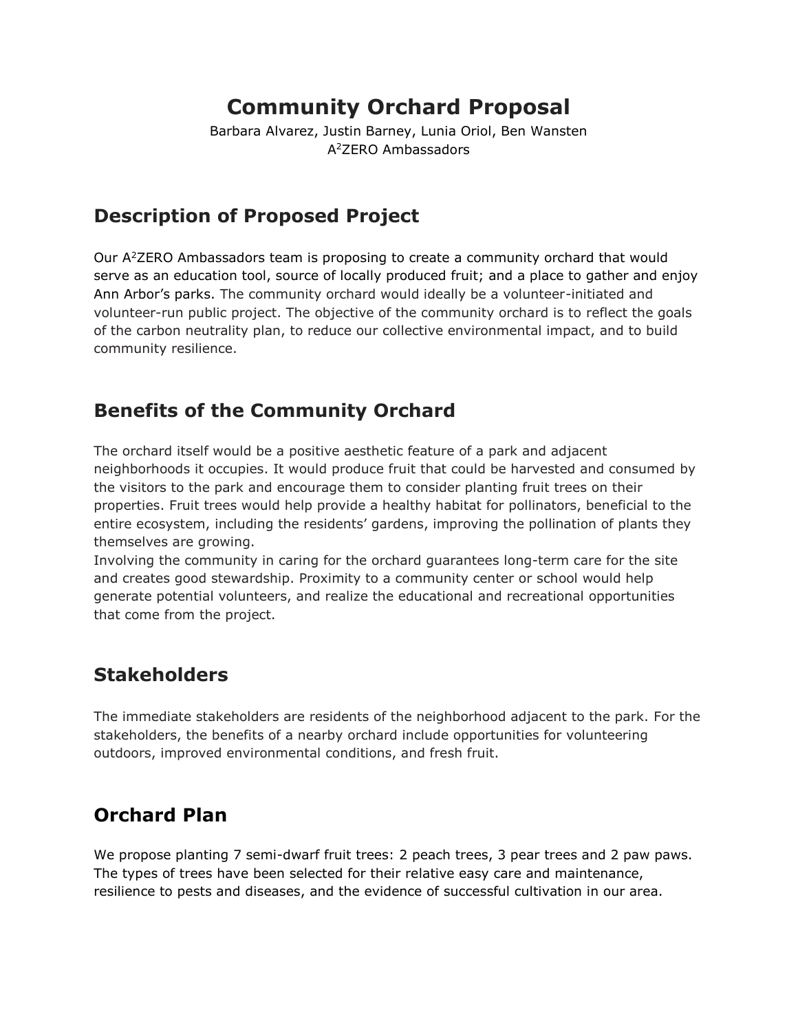# Community Orchard Proposal

Barbara Alvarez, Justin Barney, Lunia Oriol, Ben Wansten
A$^2$ZERO Ambassadors

## Description of Proposed Project

Our A$^2$ZERO Ambassadors team is proposing to create a community orchard that would serve as an education tool, source of locally produced fruit; and a place to gather and enjoy Ann Arbor's parks. The community orchard would ideally be a volunteer-initiated and volunteer-run public project. The objective of the community orchard is to reflect the goals of the carbon neutrality plan, to reduce our collective environmental impact, and to build community resilience.

## Benefits of the Community Orchard

The orchard itself would be a positive aesthetic feature of a park and adjacent neighborhoods it occupies. It would produce fruit that could be harvested and consumed by the visitors to the park and encourage them to consider planting fruit trees on their properties. Fruit trees would help provide a healthy habitat for pollinators, beneficial to the entire ecosystem, including the residents' gardens, improving the pollination of plants they themselves are growing.

Involving the community in caring for the orchard guarantees long-term care for the site and creates good stewardship. Proximity to a community center or school would help generate potential volunteers, and realize the educational and recreational opportunities that come from the project.

## Stakeholders

The immediate stakeholders are residents of the neighborhood adjacent to the park. For the stakeholders, the benefits of a nearby orchard include opportunities for volunteering outdoors, improved environmental conditions, and fresh fruit.

## Orchard Plan

We propose planting 7 semi-dwarf fruit trees: 2 peach trees, 3 pear trees and 2 paw paws. The types of trees have been selected for their relative easy care and maintenance, resilience to pests and diseases, and the evidence of successful cultivation in our area.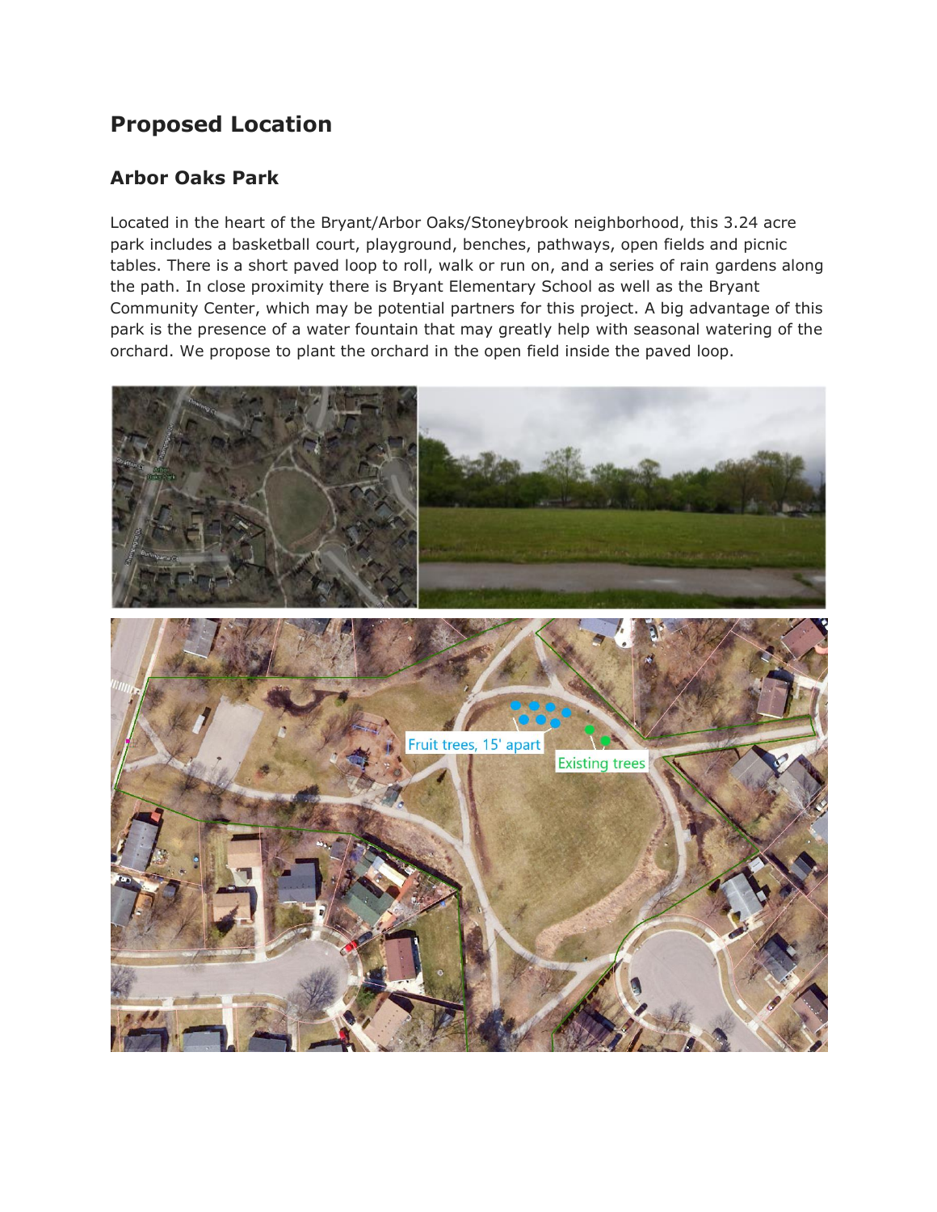## Proposed Location

### Arbor Oaks Park

Located in the heart of the Bryant/Arbor Oaks/Stoneybrook neighborhood, this 3.24 acre park includes a basketball court, playground, benches, pathways, open fields and picnic tables. There is a short paved loop to roll, walk or run on, and a series of rain gardens along the path. In close proximity there is Bryant Elementary School as well as the Bryant Community Center, which may be potential partners for this project. A big advantage of this park is the presence of a water fountain that may greatly help with seasonal watering of the orchard. We propose to plant the orchard in the open field inside the paved loop.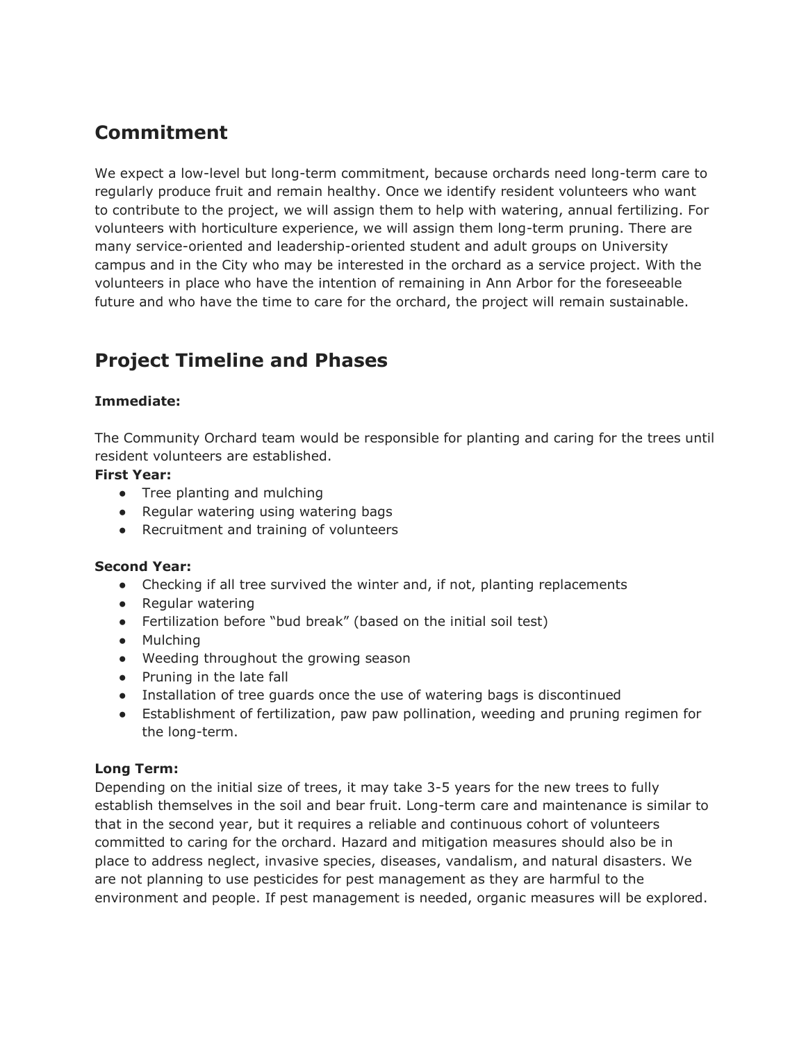## Commitment

We expect a low-level but long-term commitment, because orchards need long-term care to regularly produce fruit and remain healthy. Once we identify resident volunteers who want to contribute to the project, we will assign them to help with watering, annual fertilizing. For volunteers with horticulture experience, we will assign them long-term pruning. There are many service-oriented and leadership-oriented student and adult groups on University campus and in the City who may be interested in the orchard as a service project. With the volunteers in place who have the intention of remaining in Ann Arbor for the foreseeable future and who have the time to care for the orchard, the project will remain sustainable.

## Project Timeline and Phases

**Immediate:**

The Community Orchard team would be responsible for planting and caring for the trees until resident volunteers are established.

**First Year:**

- Tree planting and mulching
- Regular watering using watering bags
- Recruitment and training of volunteers

**Second Year:**

- Checking if all tree survived the winter and, if not, planting replacements
- Regular watering
- Fertilization before "bud break" (based on the initial soil test)
- Mulching
- Weeding throughout the growing season
- Pruning in the late fall
- Installation of tree guards once the use of watering bags is discontinued
- Establishment of fertilization, paw paw pollination, weeding and pruning regimen for the long-term.

**Long Term:**

Depending on the initial size of trees, it may take 3-5 years for the new trees to fully establish themselves in the soil and bear fruit. Long-term care and maintenance is similar to that in the second year, but it requires a reliable and continuous cohort of volunteers committed to caring for the orchard. Hazard and mitigation measures should also be in place to address neglect, invasive species, diseases, vandalism, and natural disasters. We are not planning to use pesticides for pest management as they are harmful to the environment and people. If pest management is needed, organic measures will be explored.